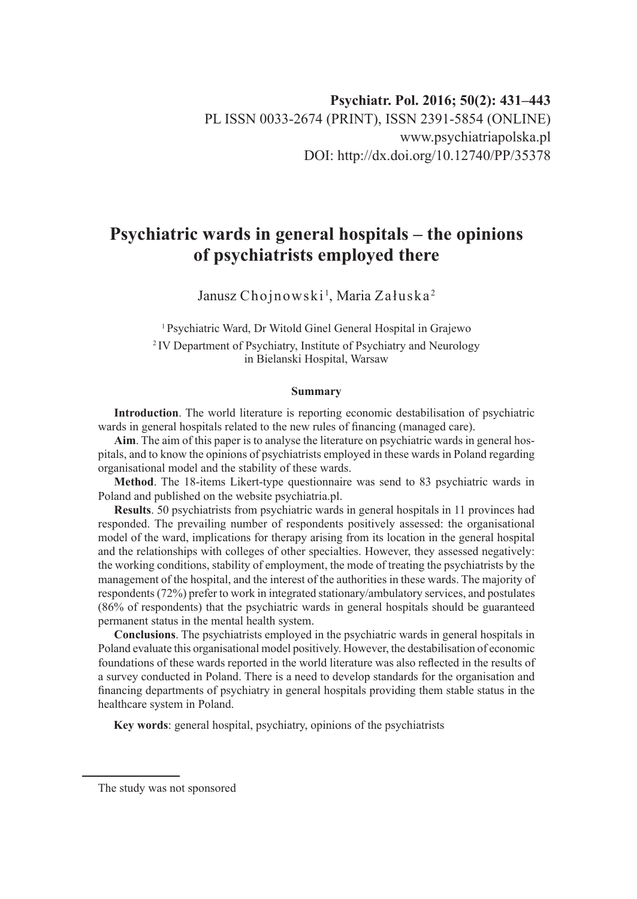Psychiatr. Pol. 2016; 50(2): 431–443
PL ISSN 0033-2674 (PRINT), ISSN 2391-5854 (ONLINE)
www.psychiatriapolska.pl
DOI: http://dx.doi.org/10.12740/PP/35378

# Psychiatric wards in general hospitals – the opinions of psychiatrists employed there

Janusz Chojnowski[1], Maria Załuska[2]

[1] Psychiatric Ward, Dr Witold Ginel General Hospital in Grajewo
[2] IV Department of Psychiatry, Institute of Psychiatry and Neurology in Bielanski Hospital, Warsaw

### Summary

**Introduction**. The world literature is reporting economic destabilisation of psychiatric wards in general hospitals related to the new rules of financing (managed care).

**Aim**. The aim of this paper is to analyse the literature on psychiatric wards in general hospitals, and to know the opinions of psychiatrists employed in these wards in Poland regarding organisational model and the stability of these wards.

**Method**. The 18-items Likert-type questionnaire was send to 83 psychiatric wards in Poland and published on the website psychiatria.pl.

**Results**. 50 psychiatrists from psychiatric wards in general hospitals in 11 provinces had responded. The prevailing number of respondents positively assessed: the organisational model of the ward, implications for therapy arising from its location in the general hospital and the relationships with colleges of other specialties. However, they assessed negatively: the working conditions, stability of employment, the mode of treating the psychiatrists by the management of the hospital, and the interest of the authorities in these wards. The majority of respondents (72%) prefer to work in integrated stationary/ambulatory services, and postulates (86% of respondents) that the psychiatric wards in general hospitals should be guaranteed permanent status in the mental health system.

**Conclusions**. The psychiatrists employed in the psychiatric wards in general hospitals in Poland evaluate this organisational model positively. However, the destabilisation of economic foundations of these wards reported in the world literature was also reflected in the results of a survey conducted in Poland. There is a need to develop standards for the organisation and financing departments of psychiatry in general hospitals providing them stable status in the healthcare system in Poland.

**Key words**: general hospital, psychiatry, opinions of the psychiatrists

The study was not sponsored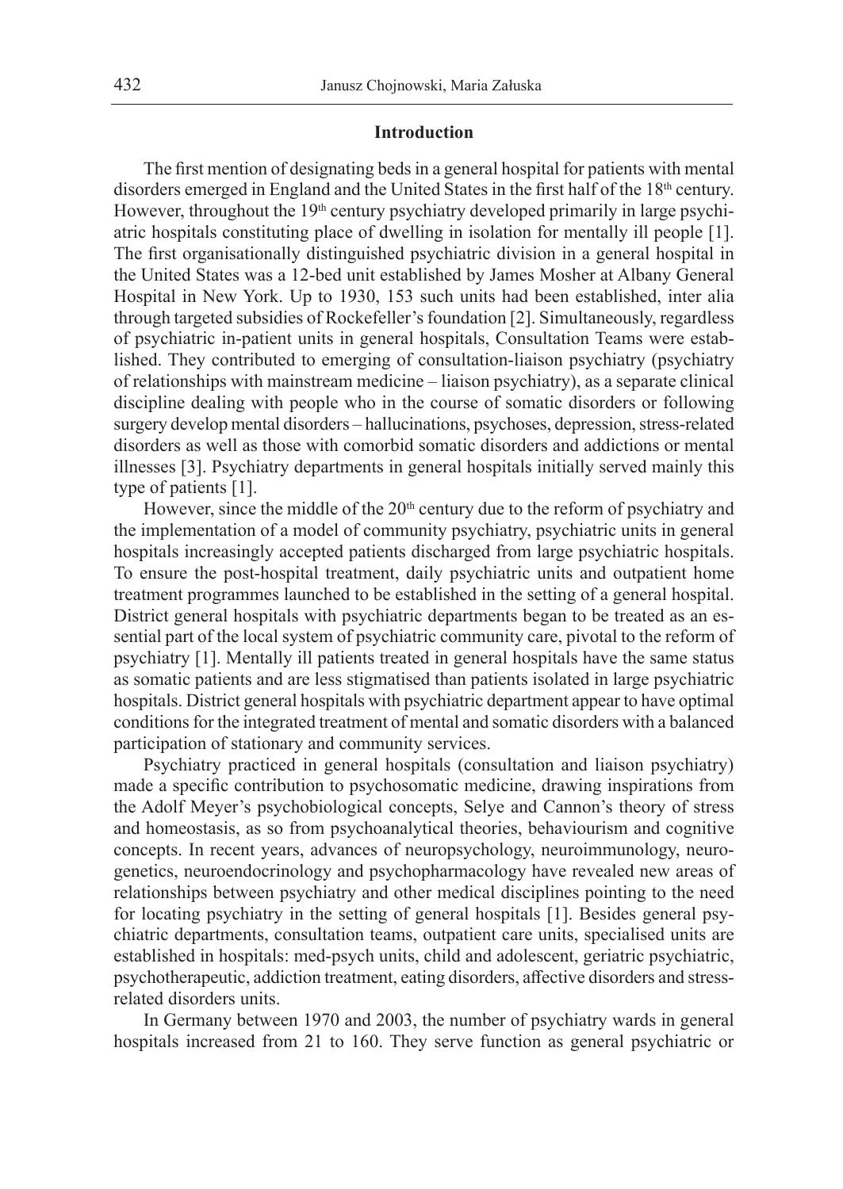## Introduction

The first mention of designating beds in a general hospital for patients with mental disorders emerged in England and the United States in the first half of the 18th century. However, throughout the 19th century psychiatry developed primarily in large psychiatric hospitals constituting place of dwelling in isolation for mentally ill people [1]. The first organisationally distinguished psychiatric division in a general hospital in the United States was a 12-bed unit established by James Mosher at Albany General Hospital in New York. Up to 1930, 153 such units had been established, inter alia through targeted subsidies of Rockefeller's foundation [2]. Simultaneously, regardless of psychiatric in-patient units in general hospitals, Consultation Teams were established. They contributed to emerging of consultation-liaison psychiatry (psychiatry of relationships with mainstream medicine – liaison psychiatry), as a separate clinical discipline dealing with people who in the course of somatic disorders or following surgery develop mental disorders – hallucinations, psychoses, depression, stress-related disorders as well as those with comorbid somatic disorders and addictions or mental illnesses [3]. Psychiatry departments in general hospitals initially served mainly this type of patients [1].

However, since the middle of the 20th century due to the reform of psychiatry and the implementation of a model of community psychiatry, psychiatric units in general hospitals increasingly accepted patients discharged from large psychiatric hospitals. To ensure the post-hospital treatment, daily psychiatric units and outpatient home treatment programmes launched to be established in the setting of a general hospital. District general hospitals with psychiatric departments began to be treated as an essential part of the local system of psychiatric community care, pivotal to the reform of psychiatry [1]. Mentally ill patients treated in general hospitals have the same status as somatic patients and are less stigmatised than patients isolated in large psychiatric hospitals. District general hospitals with psychiatric department appear to have optimal conditions for the integrated treatment of mental and somatic disorders with a balanced participation of stationary and community services.

Psychiatry practiced in general hospitals (consultation and liaison psychiatry) made a specific contribution to psychosomatic medicine, drawing inspirations from the Adolf Meyer's psychobiological concepts, Selye and Cannon's theory of stress and homeostasis, as so from psychoanalytical theories, behaviourism and cognitive concepts. In recent years, advances of neuropsychology, neuroimmunology, neurogenetics, neuroendocrinology and psychopharmacology have revealed new areas of relationships between psychiatry and other medical disciplines pointing to the need for locating psychiatry in the setting of general hospitals [1]. Besides general psychiatric departments, consultation teams, outpatient care units, specialised units are established in hospitals: med-psych units, child and adolescent, geriatric psychiatric, psychotherapeutic, addiction treatment, eating disorders, affective disorders and stress-related disorders units.

In Germany between 1970 and 2003, the number of psychiatry wards in general hospitals increased from 21 to 160. They serve function as general psychiatric or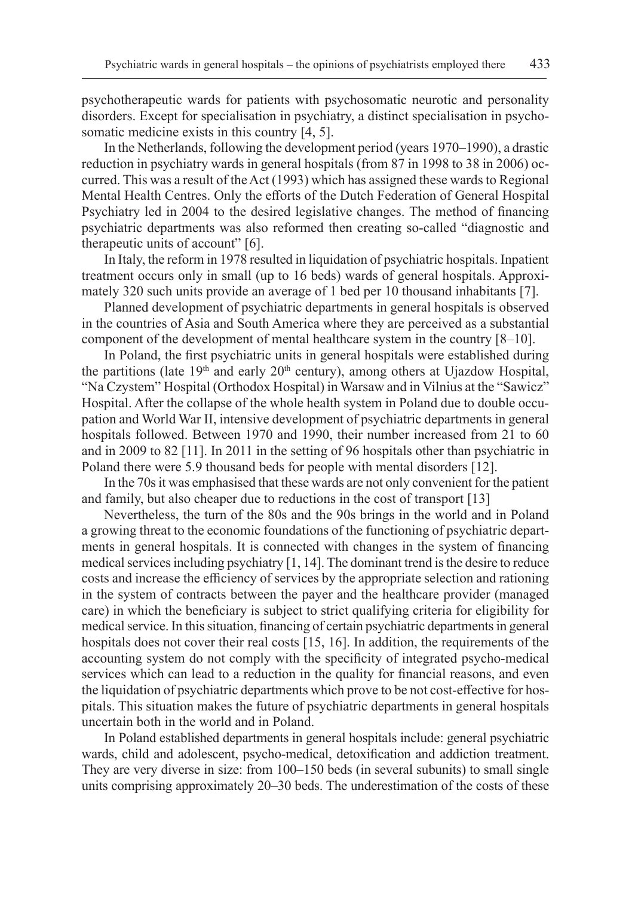psychotherapeutic wards for patients with psychosomatic neurotic and personality disorders. Except for specialisation in psychiatry, a distinct specialisation in psychosomatic medicine exists in this country [4, 5].

In the Netherlands, following the development period (years 1970–1990), a drastic reduction in psychiatry wards in general hospitals (from 87 in 1998 to 38 in 2006) occurred. This was a result of the Act (1993) which has assigned these wards to Regional Mental Health Centres. Only the efforts of the Dutch Federation of General Hospital Psychiatry led in 2004 to the desired legislative changes. The method of financing psychiatric departments was also reformed then creating so-called "diagnostic and therapeutic units of account" [6].

In Italy, the reform in 1978 resulted in liquidation of psychiatric hospitals. Inpatient treatment occurs only in small (up to 16 beds) wards of general hospitals. Approximately 320 such units provide an average of 1 bed per 10 thousand inhabitants [7].

Planned development of psychiatric departments in general hospitals is observed in the countries of Asia and South America where they are perceived as a substantial component of the development of mental healthcare system in the country [8–10].

In Poland, the first psychiatric units in general hospitals were established during the partitions (late 19th and early 20th century), among others at Ujazdow Hospital, "Na Czystem" Hospital (Orthodox Hospital) in Warsaw and in Vilnius at the "Sawicz" Hospital. After the collapse of the whole health system in Poland due to double occupation and World War II, intensive development of psychiatric departments in general hospitals followed. Between 1970 and 1990, their number increased from 21 to 60 and in 2009 to 82 [11]. In 2011 in the setting of 96 hospitals other than psychiatric in Poland there were 5.9 thousand beds for people with mental disorders [12].

In the 70s it was emphasised that these wards are not only convenient for the patient and family, but also cheaper due to reductions in the cost of transport [13]

Nevertheless, the turn of the 80s and the 90s brings in the world and in Poland a growing threat to the economic foundations of the functioning of psychiatric departments in general hospitals. It is connected with changes in the system of financing medical services including psychiatry [1, 14]. The dominant trend is the desire to reduce costs and increase the efficiency of services by the appropriate selection and rationing in the system of contracts between the payer and the healthcare provider (managed care) in which the beneficiary is subject to strict qualifying criteria for eligibility for medical service. In this situation, financing of certain psychiatric departments in general hospitals does not cover their real costs [15, 16]. In addition, the requirements of the accounting system do not comply with the specificity of integrated psycho-medical services which can lead to a reduction in the quality for financial reasons, and even the liquidation of psychiatric departments which prove to be not cost-effective for hospitals. This situation makes the future of psychiatric departments in general hospitals uncertain both in the world and in Poland.

In Poland established departments in general hospitals include: general psychiatric wards, child and adolescent, psycho-medical, detoxification and addiction treatment. They are very diverse in size: from 100–150 beds (in several subunits) to small single units comprising approximately 20–30 beds. The underestimation of the costs of these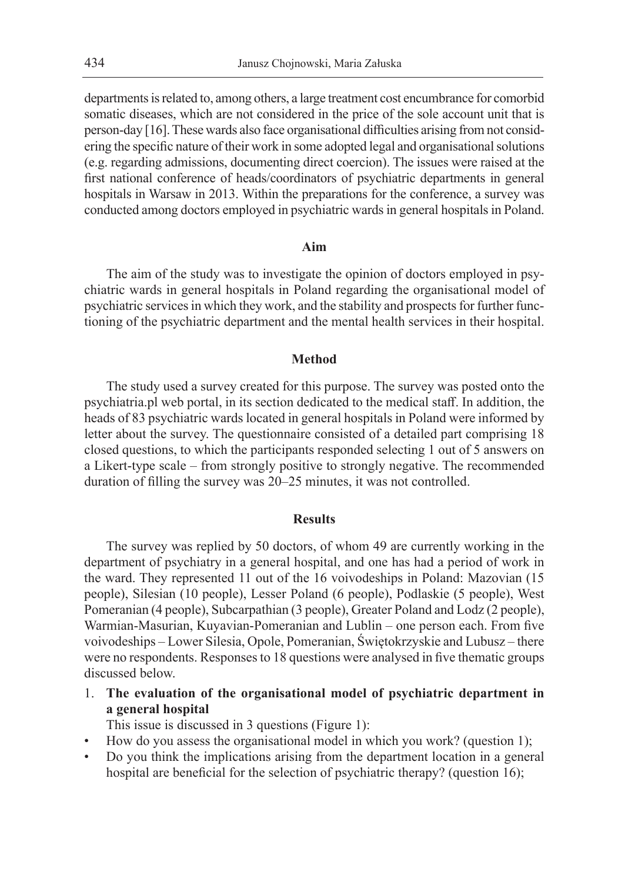departments is related to, among others, a large treatment cost encumbrance for comorbid somatic diseases, which are not considered in the price of the sole account unit that is person-day [16]. These wards also face organisational difficulties arising from not considering the specific nature of their work in some adopted legal and organisational solutions (e.g. regarding admissions, documenting direct coercion). The issues were raised at the first national conference of heads/coordinators of psychiatric departments in general hospitals in Warsaw in 2013. Within the preparations for the conference, a survey was conducted among doctors employed in psychiatric wards in general hospitals in Poland.

## Aim

The aim of the study was to investigate the opinion of doctors employed in psychiatric wards in general hospitals in Poland regarding the organisational model of psychiatric services in which they work, and the stability and prospects for further functioning of the psychiatric department and the mental health services in their hospital.

## Method

The study used a survey created for this purpose. The survey was posted onto the psychiatria.pl web portal, in its section dedicated to the medical staff. In addition, the heads of 83 psychiatric wards located in general hospitals in Poland were informed by letter about the survey. The questionnaire consisted of a detailed part comprising 18 closed questions, to which the participants responded selecting 1 out of 5 answers on a Likert-type scale – from strongly positive to strongly negative. The recommended duration of filling the survey was 20–25 minutes, it was not controlled.

## Results

The survey was replied by 50 doctors, of whom 49 are currently working in the department of psychiatry in a general hospital, and one has had a period of work in the ward. They represented 11 out of the 16 voivodeships in Poland: Mazovian (15 people), Silesian (10 people), Lesser Poland (6 people), Podlaskie (5 people), West Pomeranian (4 people), Subcarpathian (3 people), Greater Poland and Lodz (2 people), Warmian-Masurian, Kuyavian-Pomeranian and Lublin – one person each. From five voivodeships – Lower Silesia, Opole, Pomeranian, Świętokrzyskie and Lubusz – there were no respondents. Responses to 18 questions were analysed in five thematic groups discussed below.

1. **The evaluation of the organisational model of psychiatric department in a general hospital**

   This issue is discussed in 3 questions (Figure 1):

- How do you assess the organisational model in which you work? (question 1);
- Do you think the implications arising from the department location in a general hospital are beneficial for the selection of psychiatric therapy? (question 16);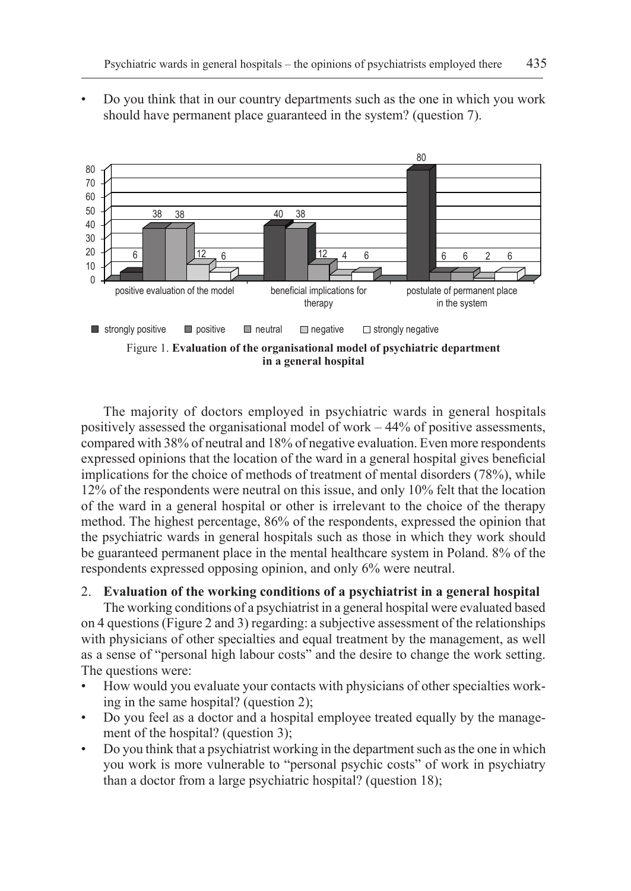- Do you think that in our country departments such as the one in which you work should have permanent place guaranteed in the system? (question 7).

Figure 1. **Evaluation of the organisational model of psychiatric department in a general hospital**

The majority of doctors employed in psychiatric wards in general hospitals positively assessed the organisational model of work – 44% of positive assessments, compared with 38% of neutral and 18% of negative evaluation. Even more respondents expressed opinions that the location of the ward in a general hospital gives beneficial implications for the choice of methods of treatment of mental disorders (78%), while 12% of the respondents were neutral on this issue, and only 10% felt that the location of the ward in a general hospital or other is irrelevant to the choice of the therapy method. The highest percentage, 86% of the respondents, expressed the opinion that the psychiatric wards in general hospitals such as those in which they work should be guaranteed permanent place in the mental healthcare system in Poland. 8% of the respondents expressed opposing opinion, and only 6% were neutral.

## 2. Evaluation of the working conditions of a psychiatrist in a general hospital

The working conditions of a psychiatrist in a general hospital were evaluated based on 4 questions (Figure 2 and 3) regarding: a subjective assessment of the relationships with physicians of other specialties and equal treatment by the management, as well as a sense of "personal high labour costs" and the desire to change the work setting. The questions were:

- How would you evaluate your contacts with physicians of other specialties working in the same hospital? (question 2);
- Do you feel as a doctor and a hospital employee treated equally by the management of the hospital? (question 3);
- Do you think that a psychiatrist working in the department such as the one in which you work is more vulnerable to "personal psychic costs" of work in psychiatry than a doctor from a large psychiatric hospital? (question 18);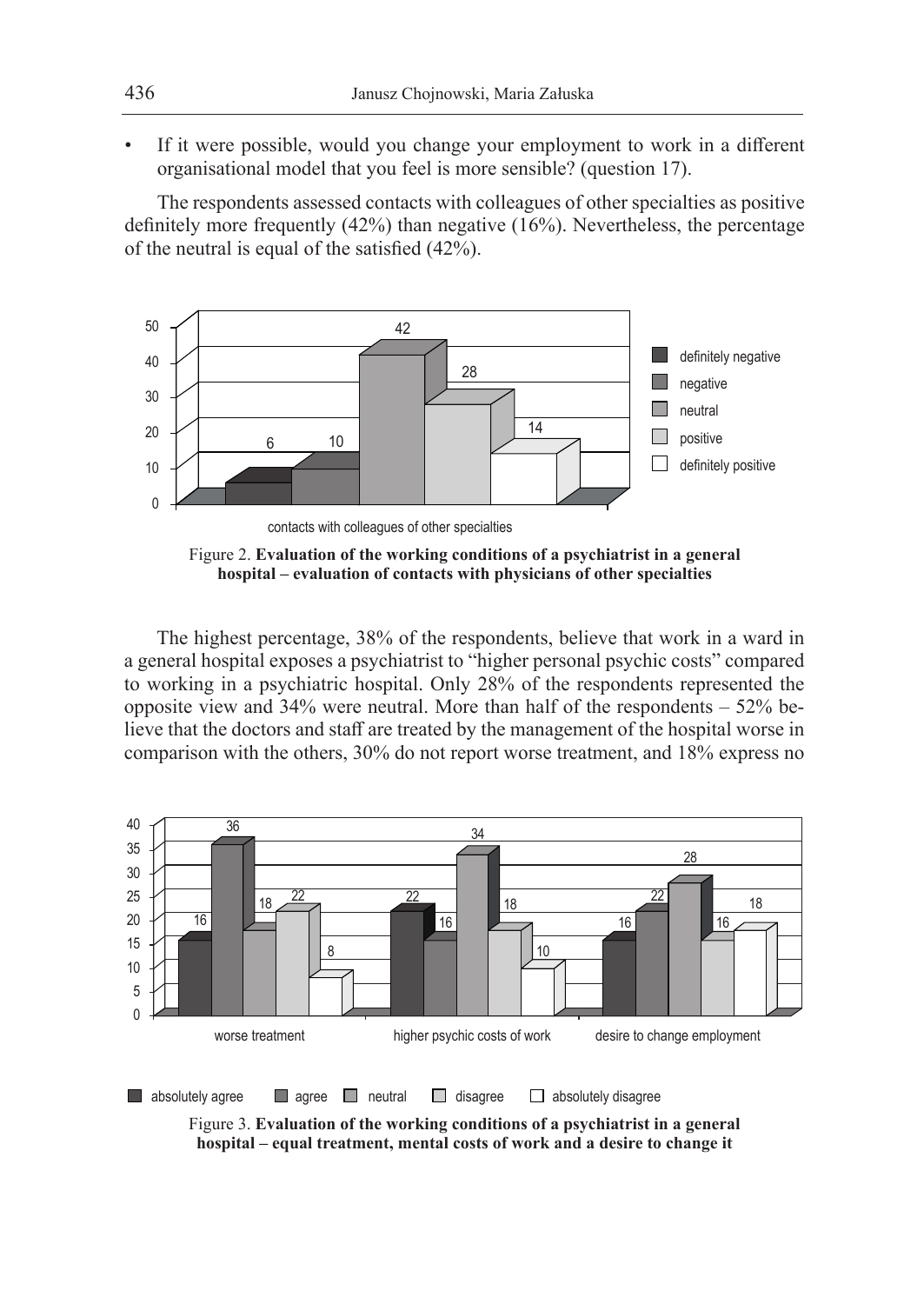- If it were possible, would you change your employment to work in a different organisational model that you feel is more sensible? (question 17).

The respondents assessed contacts with colleagues of other specialties as positive definitely more frequently (42%) than negative (16%). Nevertheless, the percentage of the neutral is equal of the satisfied (42%).

Figure 2. **Evaluation of the working conditions of a psychiatrist in a general hospital – evaluation of contacts with physicians of other specialties**

The highest percentage, 38% of the respondents, believe that work in a ward in a general hospital exposes a psychiatrist to "higher personal psychic costs" compared to working in a psychiatric hospital. Only 28% of the respondents represented the opposite view and 34% were neutral. More than half of the respondents – 52% believe that the doctors and staff are treated by the management of the hospital worse in comparison with the others, 30% do not report worse treatment, and 18% express no

Figure 3. **Evaluation of the working conditions of a psychiatrist in a general hospital – equal treatment, mental costs of work and a desire to change it**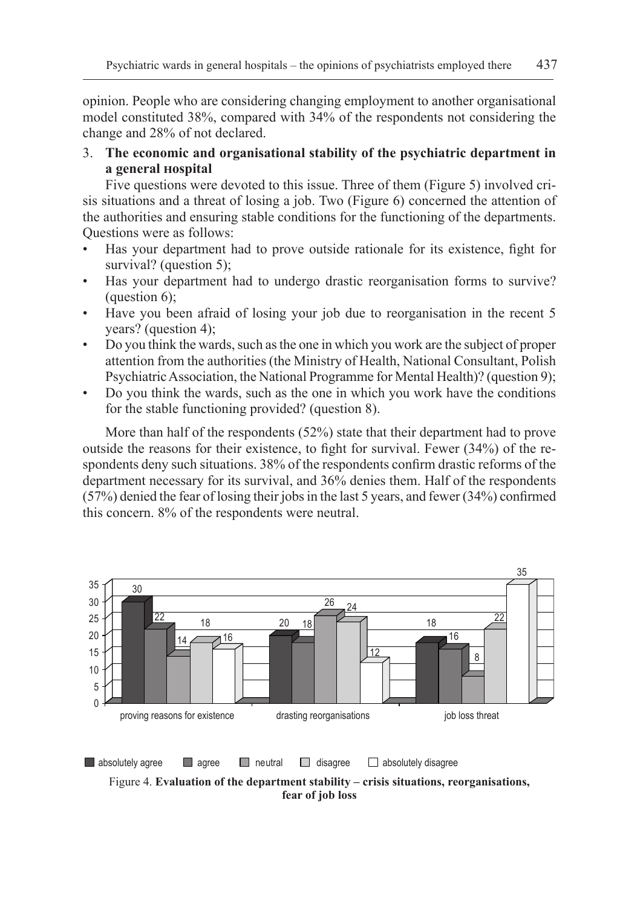opinion. People who are considering changing employment to another organisational model constituted 38%, compared with 34% of the respondents not considering the change and 28% of not declared.

3. **The economic and organisational stability of the psychiatric department in a general нospital**

Five questions were devoted to this issue. Three of them (Figure 5) involved crisis situations and a threat of losing a job. Two (Figure 6) concerned the attention of the authorities and ensuring stable conditions for the functioning of the departments. Questions were as follows:

- Has your department had to prove outside rationale for its existence, fight for survival? (question 5);
- Has your department had to undergo drastic reorganisation forms to survive? (question 6);
- Have you been afraid of losing your job due to reorganisation in the recent 5 years? (question 4);
- Do you think the wards, such as the one in which you work are the subject of proper attention from the authorities (the Ministry of Health, National Consultant, Polish Psychiatric Association, the National Programme for Mental Health)? (question 9);
- Do you think the wards, such as the one in which you work have the conditions for the stable functioning provided? (question 8).

More than half of the respondents (52%) state that their department had to prove outside the reasons for their existence, to fight for survival. Fewer (34%) of the respondents deny such situations. 38% of the respondents confirm drastic reforms of the department necessary for its survival, and 36% denies them. Half of the respondents (57%) denied the fear of losing their jobs in the last 5 years, and fewer (34%) confirmed this concern. 8% of the respondents were neutral.

| | absolutely agree | agree | neutral | disagree | absolutely disagree |
|---|---|---|---|---|---|
| proving reasons for existence | 30 | 22 | 14 | 18 | 16 |
| drasting reorganisations | 20 | 18 | 26 | 24 | 12 |
| job loss threat | 18 | 16 | 8 | 22 | 35 |

Figure 4. **Evaluation of the department stability – crisis situations, reorganisations, fear of job loss**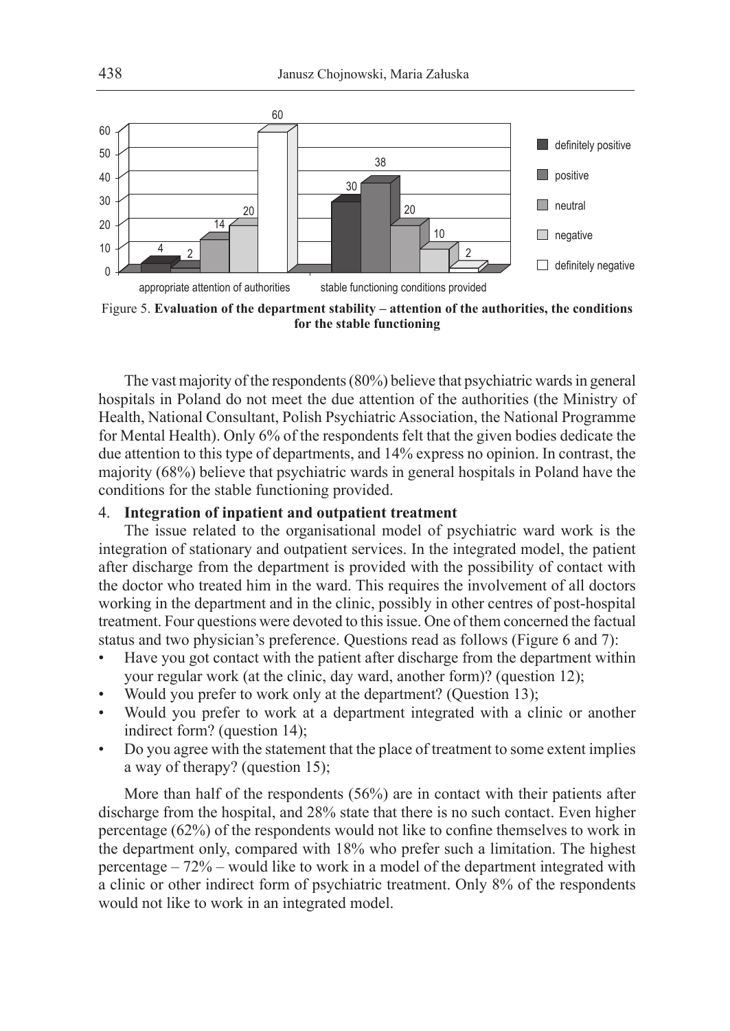Figure 5. **Evaluation of the department stability – attention of the authorities, the conditions for the stable functioning**

The vast majority of the respondents (80%) believe that psychiatric wards in general hospitals in Poland do not meet the due attention of the authorities (the Ministry of Health, National Consultant, Polish Psychiatric Association, the National Programme for Mental Health). Only 6% of the respondents felt that the given bodies dedicate the due attention to this type of departments, and 14% express no opinion. In contrast, the majority (68%) believe that psychiatric wards in general hospitals in Poland have the conditions for the stable functioning provided.

4. **Integration of inpatient and outpatient treatment**

The issue related to the organisational model of psychiatric ward work is the integration of stationary and outpatient services. In the integrated model, the patient after discharge from the department is provided with the possibility of contact with the doctor who treated him in the ward. This requires the involvement of all doctors working in the department and in the clinic, possibly in other centres of post-hospital treatment. Four questions were devoted to this issue. One of them concerned the factual status and two physician's preference. Questions read as follows (Figure 6 and 7):

- Have you got contact with the patient after discharge from the department within your regular work (at the clinic, day ward, another form)? (question 12);
- Would you prefer to work only at the department? (Question 13);
- Would you prefer to work at a department integrated with a clinic or another indirect form? (question 14);
- Do you agree with the statement that the place of treatment to some extent implies a way of therapy? (question 15);

More than half of the respondents (56%) are in contact with their patients after discharge from the hospital, and 28% state that there is no such contact. Even higher percentage (62%) of the respondents would not like to confine themselves to work in the department only, compared with 18% who prefer such a limitation. The highest percentage – 72% – would like to work in a model of the department integrated with a clinic or other indirect form of psychiatric treatment. Only 8% of the respondents would not like to work in an integrated model.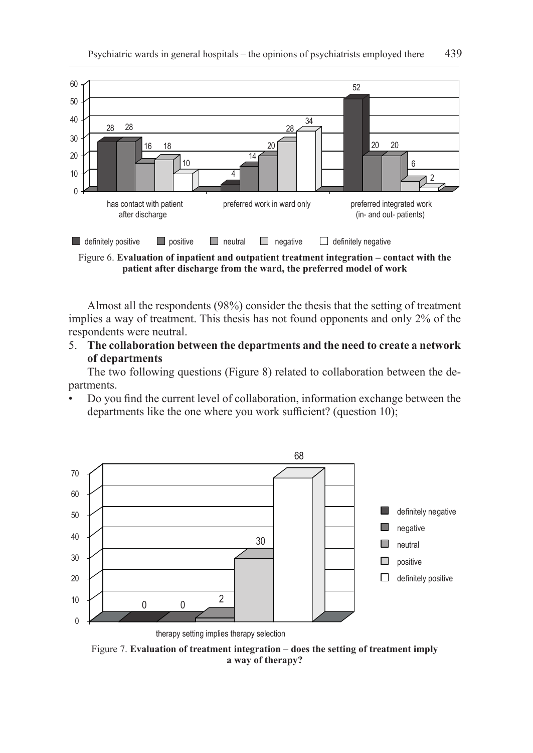Figure 6. **Evaluation of inpatient and outpatient treatment integration – contact with the patient after discharge from the ward, the preferred model of work**

Almost all the respondents (98%) consider the thesis that the setting of treatment implies a way of treatment. This thesis has not found opponents and only 2% of the respondents were neutral.

5. **The collaboration between the departments and the need to create a network of departments**

The two following questions (Figure 8) related to collaboration between the departments.

- Do you find the current level of collaboration, information exchange between the departments like the one where you work sufficient? (question 10);

Figure 7. **Evaluation of treatment integration – does the setting of treatment imply a way of therapy?**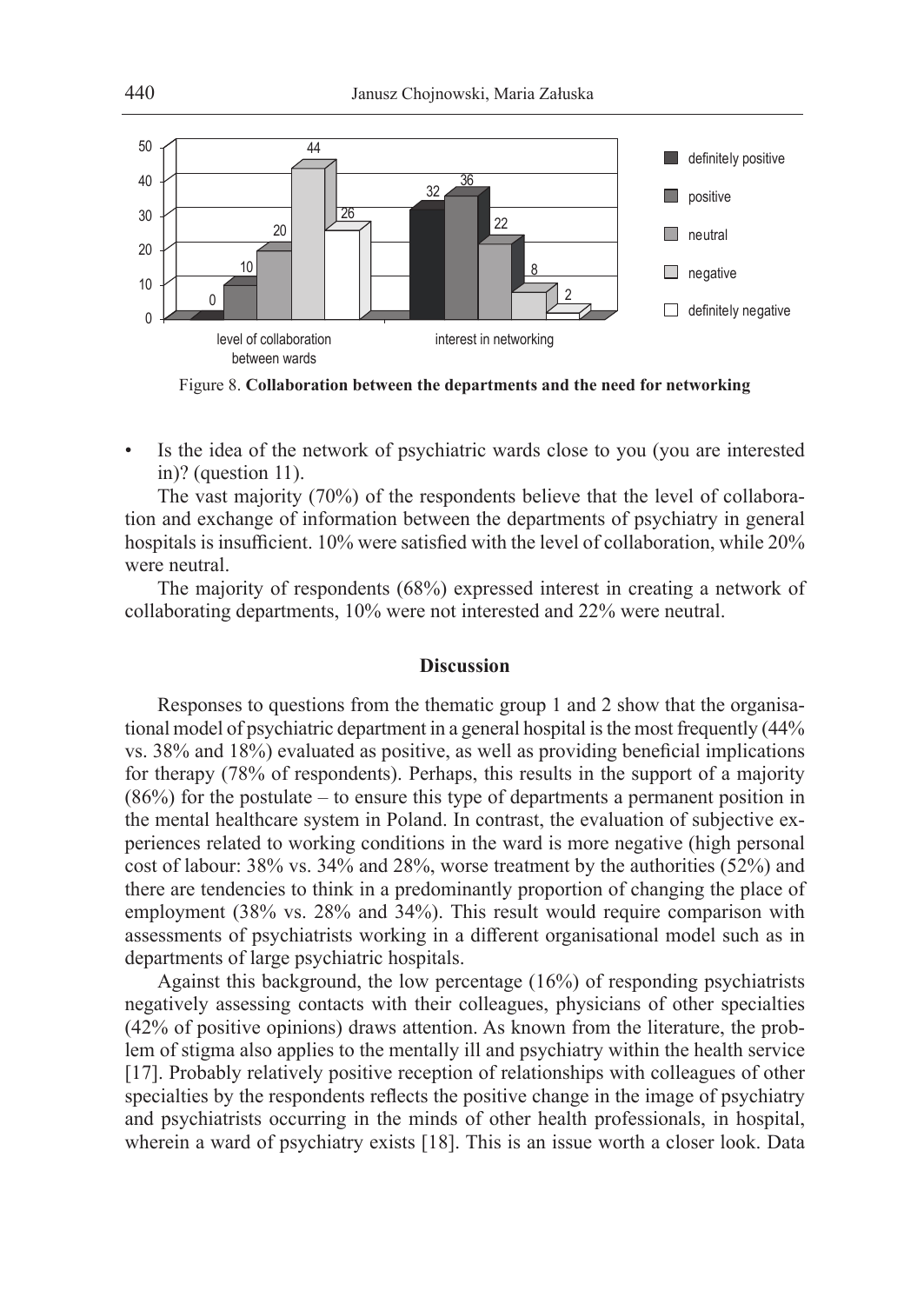Figure 8. **Collaboration between the departments and the need for networking**

- Is the idea of the network of psychiatric wards close to you (you are interested in)? (question 11).

The vast majority (70%) of the respondents believe that the level of collaboration and exchange of information between the departments of psychiatry in general hospitals is insufficient. 10% were satisfied with the level of collaboration, while 20% were neutral.

The majority of respondents (68%) expressed interest in creating a network of collaborating departments, 10% were not interested and 22% were neutral.

## Discussion

Responses to questions from the thematic group 1 and 2 show that the organisational model of psychiatric department in a general hospital is the most frequently (44% vs. 38% and 18%) evaluated as positive, as well as providing beneficial implications for therapy (78% of respondents). Perhaps, this results in the support of a majority (86%) for the postulate – to ensure this type of departments a permanent position in the mental healthcare system in Poland. In contrast, the evaluation of subjective experiences related to working conditions in the ward is more negative (high personal cost of labour: 38% vs. 34% and 28%, worse treatment by the authorities (52%) and there are tendencies to think in a predominantly proportion of changing the place of employment (38% vs. 28% and 34%). This result would require comparison with assessments of psychiatrists working in a different organisational model such as in departments of large psychiatric hospitals.

Against this background, the low percentage (16%) of responding psychiatrists negatively assessing contacts with their colleagues, physicians of other specialties (42% of positive opinions) draws attention. As known from the literature, the problem of stigma also applies to the mentally ill and psychiatry within the health service [17]. Probably relatively positive reception of relationships with colleagues of other specialties by the respondents reflects the positive change in the image of psychiatry and psychiatrists occurring in the minds of other health professionals, in hospital, wherein a ward of psychiatry exists [18]. This is an issue worth a closer look. Data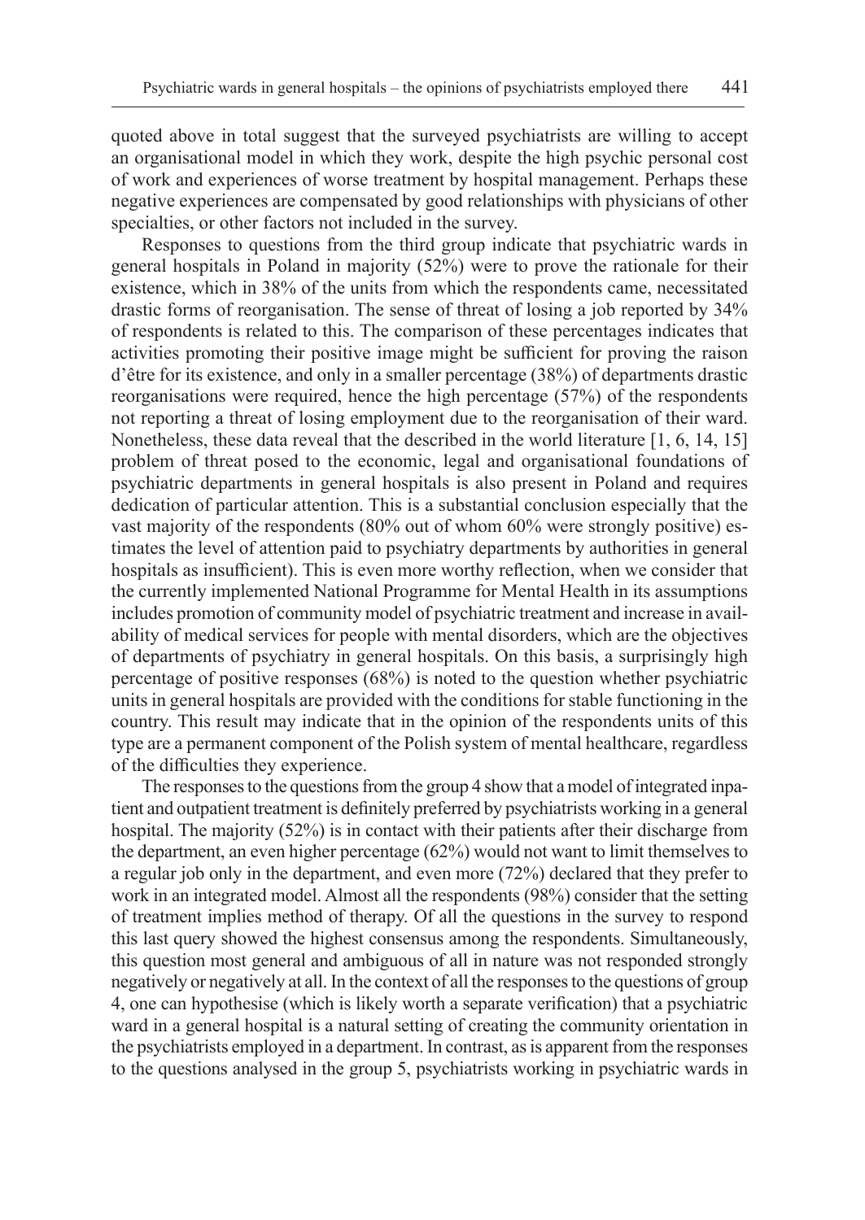quoted above in total suggest that the surveyed psychiatrists are willing to accept an organisational model in which they work, despite the high psychic personal cost of work and experiences of worse treatment by hospital management. Perhaps these negative experiences are compensated by good relationships with physicians of other specialties, or other factors not included in the survey.

Responses to questions from the third group indicate that psychiatric wards in general hospitals in Poland in majority (52%) were to prove the rationale for their existence, which in 38% of the units from which the respondents came, necessitated drastic forms of reorganisation. The sense of threat of losing a job reported by 34% of respondents is related to this. The comparison of these percentages indicates that activities promoting their positive image might be sufficient for proving the raison d'être for its existence, and only in a smaller percentage (38%) of departments drastic reorganisations were required, hence the high percentage (57%) of the respondents not reporting a threat of losing employment due to the reorganisation of their ward. Nonetheless, these data reveal that the described in the world literature [1, 6, 14, 15] problem of threat posed to the economic, legal and organisational foundations of psychiatric departments in general hospitals is also present in Poland and requires dedication of particular attention. This is a substantial conclusion especially that the vast majority of the respondents (80% out of whom 60% were strongly positive) estimates the level of attention paid to psychiatry departments by authorities in general hospitals as insufficient). This is even more worthy reflection, when we consider that the currently implemented National Programme for Mental Health in its assumptions includes promotion of community model of psychiatric treatment and increase in availability of medical services for people with mental disorders, which are the objectives of departments of psychiatry in general hospitals. On this basis, a surprisingly high percentage of positive responses (68%) is noted to the question whether psychiatric units in general hospitals are provided with the conditions for stable functioning in the country. This result may indicate that in the opinion of the respondents units of this type are a permanent component of the Polish system of mental healthcare, regardless of the difficulties they experience.

The responses to the questions from the group 4 show that a model of integrated inpatient and outpatient treatment is definitely preferred by psychiatrists working in a general hospital. The majority (52%) is in contact with their patients after their discharge from the department, an even higher percentage (62%) would not want to limit themselves to a regular job only in the department, and even more (72%) declared that they prefer to work in an integrated model. Almost all the respondents (98%) consider that the setting of treatment implies method of therapy. Of all the questions in the survey to respond this last query showed the highest consensus among the respondents. Simultaneously, this question most general and ambiguous of all in nature was not responded strongly negatively or negatively at all. In the context of all the responses to the questions of group 4, one can hypothesise (which is likely worth a separate verification) that a psychiatric ward in a general hospital is a natural setting of creating the community orientation in the psychiatrists employed in a department. In contrast, as is apparent from the responses to the questions analysed in the group 5, psychiatrists working in psychiatric wards in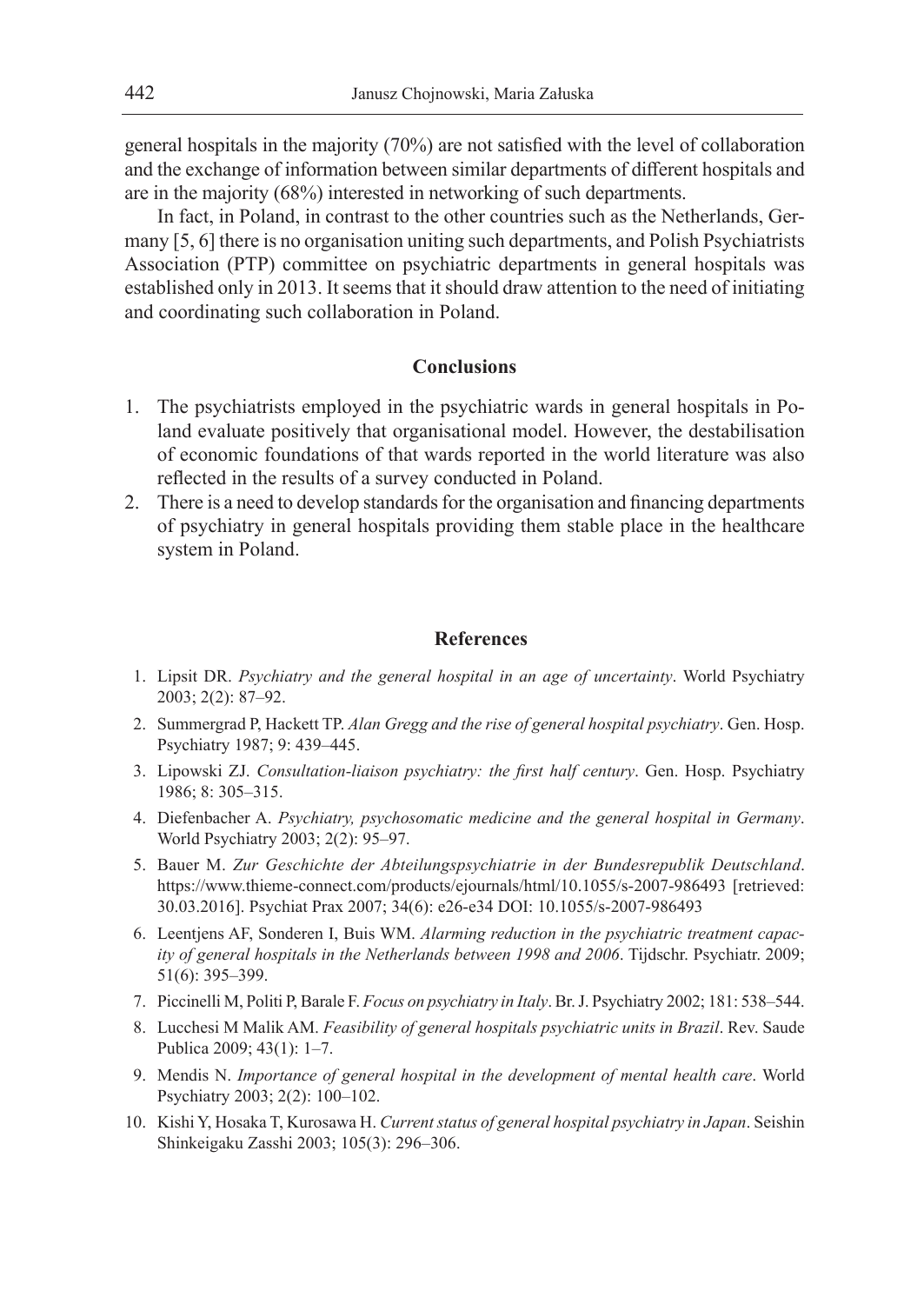general hospitals in the majority (70%) are not satisfied with the level of collaboration and the exchange of information between similar departments of different hospitals and are in the majority (68%) interested in networking of such departments.

In fact, in Poland, in contrast to the other countries such as the Netherlands, Germany [5, 6] there is no organisation uniting such departments, and Polish Psychiatrists Association (PTP) committee on psychiatric departments in general hospitals was established only in 2013. It seems that it should draw attention to the need of initiating and coordinating such collaboration in Poland.

## Conclusions

1. The psychiatrists employed in the psychiatric wards in general hospitals in Poland evaluate positively that organisational model. However, the destabilisation of economic foundations of that wards reported in the world literature was also reflected in the results of a survey conducted in Poland.
2. There is a need to develop standards for the organisation and financing departments of psychiatry in general hospitals providing them stable place in the healthcare system in Poland.

## References

1. Lipsit DR. *Psychiatry and the general hospital in an age of uncertainty*. World Psychiatry 2003; 2(2): 87–92.
2. Summergrad P, Hackett TP. *Alan Gregg and the rise of general hospital psychiatry*. Gen. Hosp. Psychiatry 1987; 9: 439–445.
3. Lipowski ZJ. *Consultation-liaison psychiatry: the first half century*. Gen. Hosp. Psychiatry 1986; 8: 305–315.
4. Diefenbacher A. *Psychiatry, psychosomatic medicine and the general hospital in Germany*. World Psychiatry 2003; 2(2): 95–97.
5. Bauer M. *Zur Geschichte der Abteilungspsychiatrie in der Bundesrepublik Deutschland*. https://www.thieme-connect.com/products/ejournals/html/10.1055/s-2007-986493 [retrieved: 30.03.2016]. Psychiat Prax 2007; 34(6): e26-e34 DOI: 10.1055/s-2007-986493
6. Leentjens AF, Sonderen I, Buis WM. *Alarming reduction in the psychiatric treatment capacity of general hospitals in the Netherlands between 1998 and 2006*. Tijdschr. Psychiatr. 2009; 51(6): 395–399.
7. Piccinelli M, Politi P, Barale F. *Focus on psychiatry in Italy*. Br. J. Psychiatry 2002; 181: 538–544.
8. Lucchesi M Malik AM. *Feasibility of general hospitals psychiatric units in Brazil*. Rev. Saude Publica 2009; 43(1): 1–7.
9. Mendis N. *Importance of general hospital in the development of mental health care*. World Psychiatry 2003; 2(2): 100–102.
10. Kishi Y, Hosaka T, Kurosawa H. *Current status of general hospital psychiatry in Japan*. Seishin Shinkeigaku Zasshi 2003; 105(3): 296–306.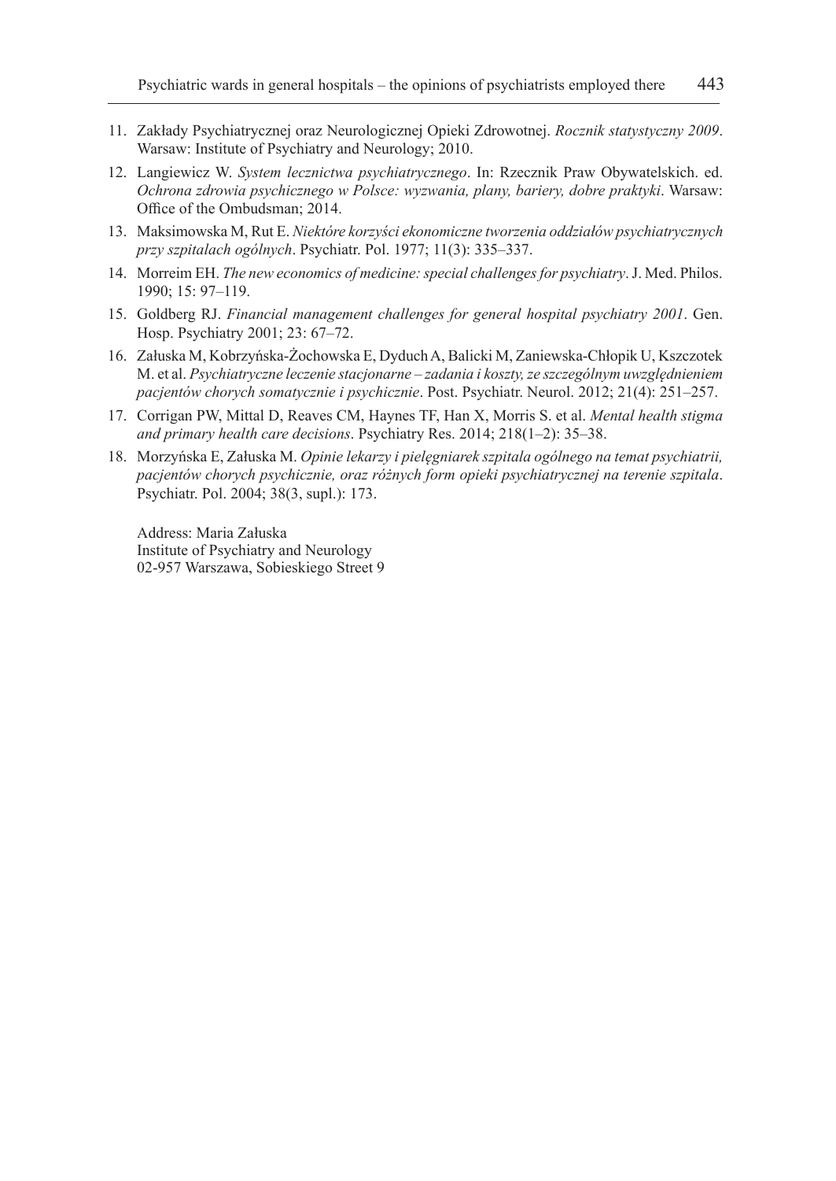11. Zakłady Psychiatrycznej oraz Neurologicznej Opieki Zdrowotnej. *Rocznik statystyczny 2009*. Warsaw: Institute of Psychiatry and Neurology; 2010.
12. Langiewicz W. *System lecznictwa psychiatrycznego*. In: Rzecznik Praw Obywatelskich. ed. *Ochrona zdrowia psychicznego w Polsce: wyzwania, plany, bariery, dobre praktyki*. Warsaw: Office of the Ombudsman; 2014.
13. Maksimowska M, Rut E. *Niektóre korzyści ekonomiczne tworzenia oddziałów psychiatrycznych przy szpitalach ogólnych*. Psychiatr. Pol. 1977; 11(3): 335–337.
14. Morreim EH. *The new economics of medicine: special challenges for psychiatry*. J. Med. Philos. 1990; 15: 97–119.
15. Goldberg RJ. *Financial management challenges for general hospital psychiatry 2001*. Gen. Hosp. Psychiatry 2001; 23: 67–72.
16. Załuska M, Kobrzyńska-Żochowska E, Dyduch A, Balicki M, Zaniewska-Chłopik U, Kszczotek M. et al. *Psychiatryczne leczenie stacjonarne – zadania i koszty, ze szczególnym uwzględnieniem pacjentów chorych somatycznie i psychicznie*. Post. Psychiatr. Neurol. 2012; 21(4): 251–257.
17. Corrigan PW, Mittal D, Reaves CM, Haynes TF, Han X, Morris S. et al. *Mental health stigma and primary health care decisions*. Psychiatry Res. 2014; 218(1–2): 35–38.
18. Morzyńska E, Załuska M. *Opinie lekarzy i pielęgniarek szpitala ogólnego na temat psychiatrii, pacjentów chorych psychicznie, oraz różnych form opieki psychiatrycznej na terenie szpitala*. Psychiatr. Pol. 2004; 38(3, supl.): 173.

Address: Maria Załuska
Institute of Psychiatry and Neurology
02-957 Warszawa, Sobieskiego Street 9